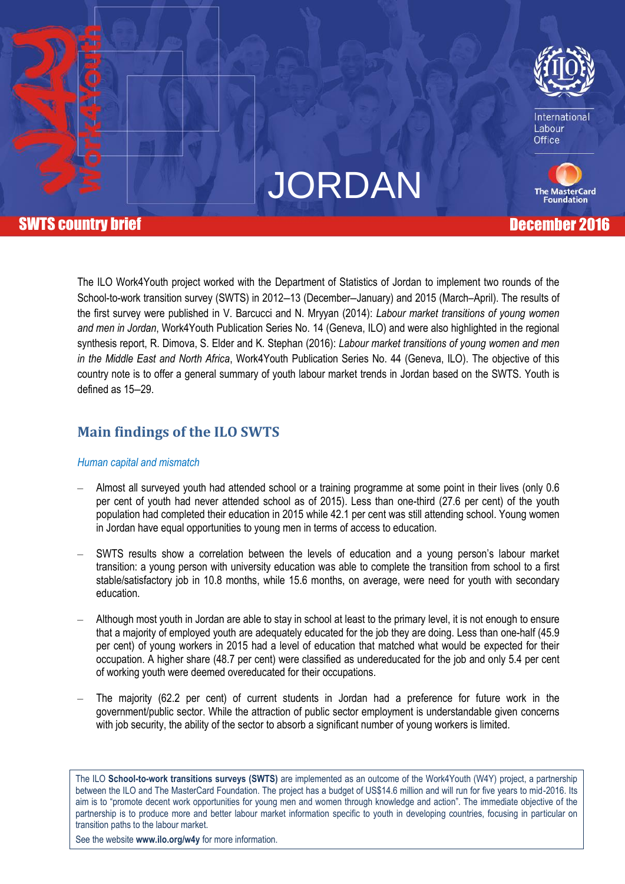# JORDAN

**SWTS country brief** — **December 2016**

International Labour Office

The MasterCard Foundation

The ILO Work4Youth project worked with the Department of Statistics of Jordan to implement two rounds of the School-to-work transition survey (SWTS) in 2012–13 (December–January) and 2015 (March–April). The results of the first survey were published in V. Barcucci and N. Mryyan (2014): *Labour market transitions of young women and men in Jordan*, Work4Youth Publication Series No. 14 (Geneva, ILO) and were also highlighted in the regional synthesis report, R. Dimova, S. Elder and K. Stephan (2016): *Labour market transitions of young women and men in the Middle East and North Africa*, Work4Youth Publication Series No. 44 (Geneva, ILO). The objective of this country note is to offer a general summary of youth labour market trends in Jordan based on the SWTS. Youth is defined as 15–29.

## Main findings of the ILO SWTS

### *Human capital and mismatch*

- Almost all surveyed youth had attended school or a training programme at some point in their lives (only 0.6 per cent of youth had never attended school as of 2015). Less than one-third (27.6 per cent) of the youth population had completed their education in 2015 while 42.1 per cent was still attending school. Young women in Jordan have equal opportunities to young men in terms of access to education.
- SWTS results show a correlation between the levels of education and a young person's labour market transition: a young person with university education was able to complete the transition from school to a first stable/satisfactory job in 10.8 months, while 15.6 months, on average, were need for youth with secondary education.
- Although most youth in Jordan are able to stay in school at least to the primary level, it is not enough to ensure that a majority of employed youth are adequately educated for the job they are doing. Less than one-half (45.9 per cent) of young workers in 2015 had a level of education that matched what would be expected for their occupation. A higher share (48.7 per cent) were classified as undereducated for the job and only 5.4 per cent of working youth were deemed overeducated for their occupations.
- The majority (62.2 per cent) of current students in Jordan had a preference for future work in the government/public sector. While the attraction of public sector employment is understandable given concerns with job security, the ability of the sector to absorb a significant number of young workers is limited.

The ILO **School-to-work transitions surveys (SWTS)** are implemented as an outcome of the Work4Youth (W4Y) project, a partnership between the ILO and The MasterCard Foundation. The project has a budget of US$14.6 million and will run for five years to mid-2016. Its aim is to "promote decent work opportunities for young men and women through knowledge and action". The immediate objective of the partnership is to produce more and better labour market information specific to youth in developing countries, focusing in particular on transition paths to the labour market.

See the website **www.ilo.org/w4y** for more information.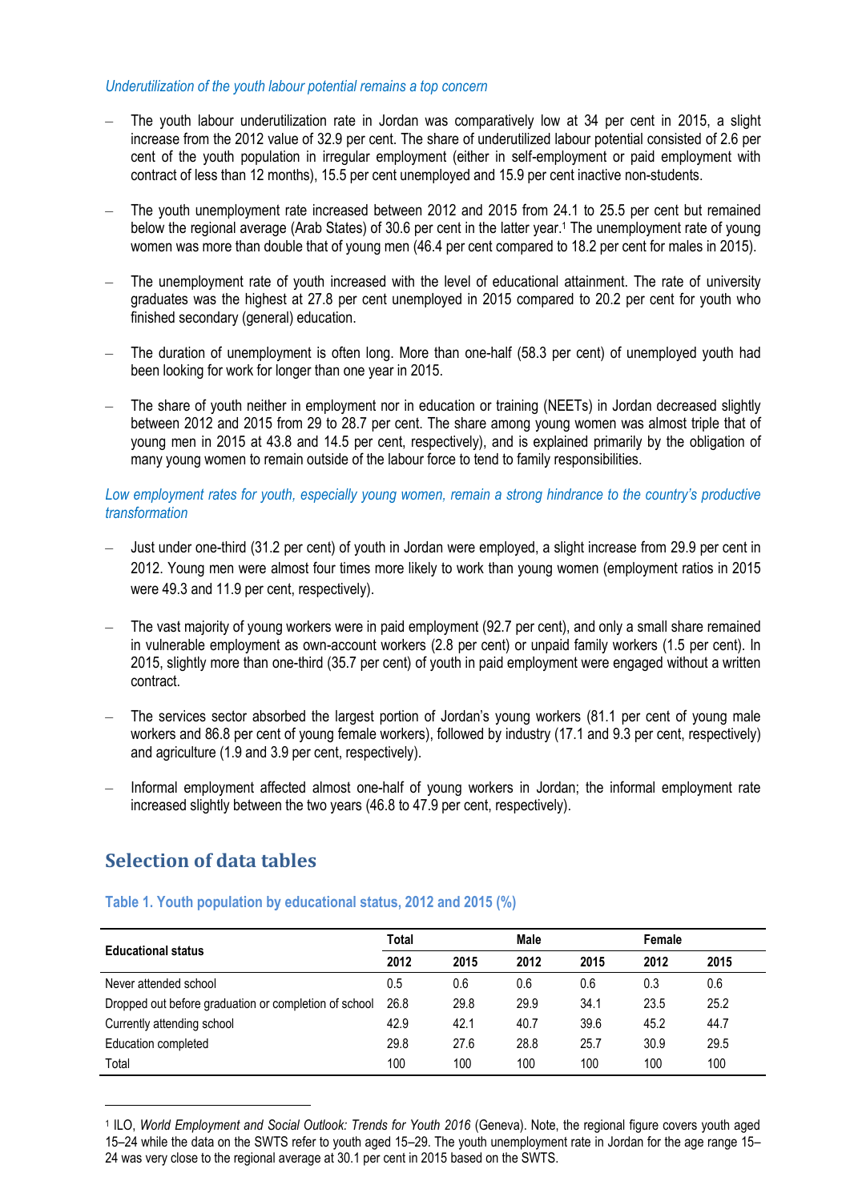*Underutilization of the youth labour potential remains a top concern*

- The youth labour underutilization rate in Jordan was comparatively low at 34 per cent in 2015, a slight increase from the 2012 value of 32.9 per cent. The share of underutilized labour potential consisted of 2.6 per cent of the youth population in irregular employment (either in self-employment or paid employment with contract of less than 12 months), 15.5 per cent unemployed and 15.9 per cent inactive non-students.
- The youth unemployment rate increased between 2012 and 2015 from 24.1 to 25.5 per cent but remained below the regional average (Arab States) of 30.6 per cent in the latter year.[1] The unemployment rate of young women was more than double that of young men (46.4 per cent compared to 18.2 per cent for males in 2015).
- The unemployment rate of youth increased with the level of educational attainment. The rate of university graduates was the highest at 27.8 per cent unemployed in 2015 compared to 20.2 per cent for youth who finished secondary (general) education.
- The duration of unemployment is often long. More than one-half (58.3 per cent) of unemployed youth had been looking for work for longer than one year in 2015.
- The share of youth neither in employment nor in education or training (NEETs) in Jordan decreased slightly between 2012 and 2015 from 29 to 28.7 per cent. The share among young women was almost triple that of young men in 2015 at 43.8 and 14.5 per cent, respectively), and is explained primarily by the obligation of many young women to remain outside of the labour force to tend to family responsibilities.

*Low employment rates for youth, especially young women, remain a strong hindrance to the country's productive transformation*

- Just under one-third (31.2 per cent) of youth in Jordan were employed, a slight increase from 29.9 per cent in 2012. Young men were almost four times more likely to work than young women (employment ratios in 2015 were 49.3 and 11.9 per cent, respectively).
- The vast majority of young workers were in paid employment (92.7 per cent), and only a small share remained in vulnerable employment as own-account workers (2.8 per cent) or unpaid family workers (1.5 per cent). In 2015, slightly more than one-third (35.7 per cent) of youth in paid employment were engaged without a written contract.
- The services sector absorbed the largest portion of Jordan's young workers (81.1 per cent of young male workers and 86.8 per cent of young female workers), followed by industry (17.1 and 9.3 per cent, respectively) and agriculture (1.9 and 3.9 per cent, respectively).
- Informal employment affected almost one-half of young workers in Jordan; the informal employment rate increased slightly between the two years (46.8 to 47.9 per cent, respectively).

## Selection of data tables

### Table 1. Youth population by educational status, 2012 and 2015 (%)

| Educational status | Total | | Male | | Female | |
|---|---|---|---|---|---|---|
| | 2012 | 2015 | 2012 | 2015 | 2012 | 2015 |
| Never attended school | 0.5 | 0.6 | 0.6 | 0.6 | 0.3 | 0.6 |
| Dropped out before graduation or completion of school | 26.8 | 29.8 | 29.9 | 34.1 | 23.5 | 25.2 |
| Currently attending school | 42.9 | 42.1 | 40.7 | 39.6 | 45.2 | 44.7 |
| Education completed | 29.8 | 27.6 | 28.8 | 25.7 | 30.9 | 29.5 |
| Total | 100 | 100 | 100 | 100 | 100 | 100 |

[1] ILO, *World Employment and Social Outlook: Trends for Youth 2016* (Geneva). Note, the regional figure covers youth aged 15–24 while the data on the SWTS refer to youth aged 15–29. The youth unemployment rate in Jordan for the age range 15–24 was very close to the regional average at 30.1 per cent in 2015 based on the SWTS.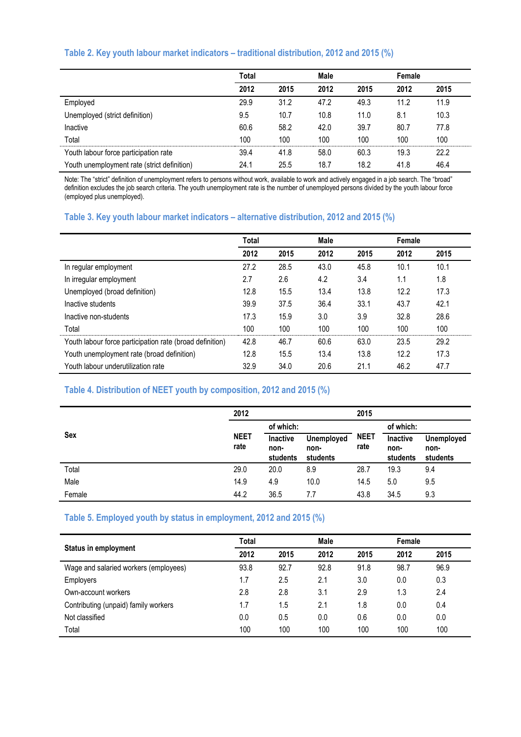### Table 2. Key youth labour market indicators – traditional distribution, 2012 and 2015 (%)

| | Total | | Male | | Female | |
|---|---|---|---|---|---|---|
| | 2012 | 2015 | 2012 | 2015 | 2012 | 2015 |
| Employed | 29.9 | 31.2 | 47.2 | 49.3 | 11.2 | 11.9 |
| Unemployed (strict definition) | 9.5 | 10.7 | 10.8 | 11.0 | 8.1 | 10.3 |
| Inactive | 60.6 | 58.2 | 42.0 | 39.7 | 80.7 | 77.8 |
| Total | 100 | 100 | 100 | 100 | 100 | 100 |
| Youth labour force participation rate | 39.4 | 41.8 | 58.0 | 60.3 | 19.3 | 22.2 |
| Youth unemployment rate (strict definition) | 24.1 | 25.5 | 18.7 | 18.2 | 41.8 | 46.4 |

Note: The "strict" definition of unemployment refers to persons without work, available to work and actively engaged in a job search. The "broad" definition excludes the job search criteria. The youth unemployment rate is the number of unemployed persons divided by the youth labour force (employed plus unemployed).

### Table 3. Key youth labour market indicators – alternative distribution, 2012 and 2015 (%)

| | Total | | Male | | Female | |
|---|---|---|---|---|---|---|
| | 2012 | 2015 | 2012 | 2015 | 2012 | 2015 |
| In regular employment | 27.2 | 28.5 | 43.0 | 45.8 | 10.1 | 10.1 |
| In irregular employment | 2.7 | 2.6 | 4.2 | 3.4 | 1.1 | 1.8 |
| Unemployed (broad definition) | 12.8 | 15.5 | 13.4 | 13.8 | 12.2 | 17.3 |
| Inactive students | 39.9 | 37.5 | 36.4 | 33.1 | 43.7 | 42.1 |
| Inactive non-students | 17.3 | 15.9 | 3.0 | 3.9 | 32.8 | 28.6 |
| Total | 100 | 100 | 100 | 100 | 100 | 100 |
| Youth labour force participation rate (broad definition) | 42.8 | 46.7 | 60.6 | 63.0 | 23.5 | 29.2 |
| Youth unemployment rate (broad definition) | 12.8 | 15.5 | 13.4 | 13.8 | 12.2 | 17.3 |
| Youth labour underutilization rate | 32.9 | 34.0 | 20.6 | 21.1 | 46.2 | 47.7 |

### Table 4. Distribution of NEET youth by composition, 2012 and 2015 (%)

| Sex | 2012 | | | 2015 | | |
|---|---|---|---|---|---|---|
| | | of which: | | | of which: | |
| | NEET rate | Inactive non-students | Unemployed non-students | NEET rate | Inactive non-students | Unemployed non-students |
| Total | 29.0 | 20.0 | 8.9 | 28.7 | 19.3 | 9.4 |
| Male | 14.9 | 4.9 | 10.0 | 14.5 | 5.0 | 9.5 |
| Female | 44.2 | 36.5 | 7.7 | 43.8 | 34.5 | 9.3 |

### Table 5. Employed youth by status in employment, 2012 and 2015 (%)

| Status in employment | Total | | Male | | Female | |
|---|---|---|---|---|---|---|
| | 2012 | 2015 | 2012 | 2015 | 2012 | 2015 |
| Wage and salaried workers (employees) | 93.8 | 92.7 | 92.8 | 91.8 | 98.7 | 96.9 |
| Employers | 1.7 | 2.5 | 2.1 | 3.0 | 0.0 | 0.3 |
| Own-account workers | 2.8 | 2.8 | 3.1 | 2.9 | 1.3 | 2.4 |
| Contributing (unpaid) family workers | 1.7 | 1.5 | 2.1 | 1.8 | 0.0 | 0.4 |
| Not classified | 0.0 | 0.5 | 0.0 | 0.6 | 0.0 | 0.0 |
| Total | 100 | 100 | 100 | 100 | 100 | 100 |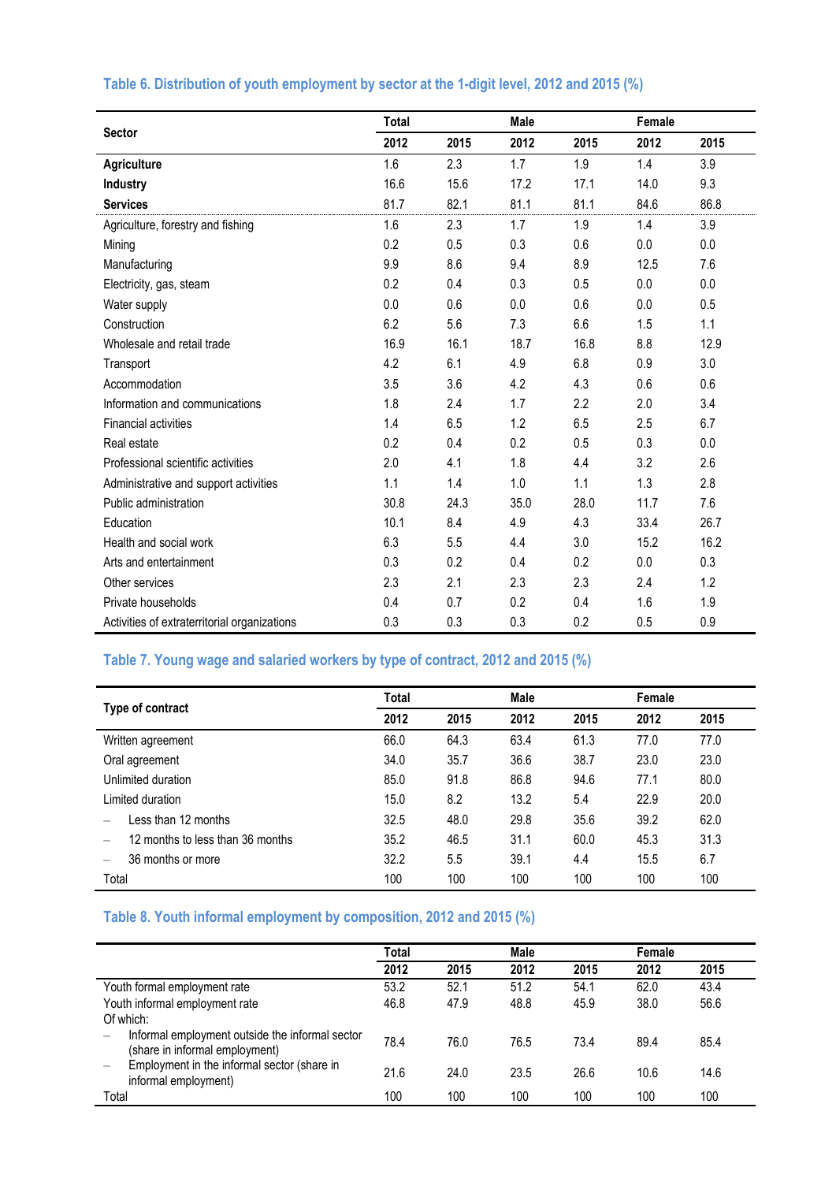### Table 6. Distribution of youth employment by sector at the 1-digit level, 2012 and 2015 (%)

| Sector | Total | | Male | | Female | |
|---|---|---|---|---|---|---|
| | 2012 | 2015 | 2012 | 2015 | 2012 | 2015 |
| **Agriculture** | 1.6 | 2.3 | 1.7 | 1.9 | 1.4 | 3.9 |
| **Industry** | 16.6 | 15.6 | 17.2 | 17.1 | 14.0 | 9.3 |
| **Services** | 81.7 | 82.1 | 81.1 | 81.1 | 84.6 | 86.8 |
| Agriculture, forestry and fishing | 1.6 | 2.3 | 1.7 | 1.9 | 1.4 | 3.9 |
| Mining | 0.2 | 0.5 | 0.3 | 0.6 | 0.0 | 0.0 |
| Manufacturing | 9.9 | 8.6 | 9.4 | 8.9 | 12.5 | 7.6 |
| Electricity, gas, steam | 0.2 | 0.4 | 0.3 | 0.5 | 0.0 | 0.0 |
| Water supply | 0.0 | 0.6 | 0.0 | 0.6 | 0.0 | 0.5 |
| Construction | 6.2 | 5.6 | 7.3 | 6.6 | 1.5 | 1.1 |
| Wholesale and retail trade | 16.9 | 16.1 | 18.7 | 16.8 | 8.8 | 12.9 |
| Transport | 4.2 | 6.1 | 4.9 | 6.8 | 0.9 | 3.0 |
| Accommodation | 3.5 | 3.6 | 4.2 | 4.3 | 0.6 | 0.6 |
| Information and communications | 1.8 | 2.4 | 1.7 | 2.2 | 2.0 | 3.4 |
| Financial activities | 1.4 | 6.5 | 1.2 | 6.5 | 2.5 | 6.7 |
| Real estate | 0.2 | 0.4 | 0.2 | 0.5 | 0.3 | 0.0 |
| Professional scientific activities | 2.0 | 4.1 | 1.8 | 4.4 | 3.2 | 2.6 |
| Administrative and support activities | 1.1 | 1.4 | 1.0 | 1.1 | 1.3 | 2.8 |
| Public administration | 30.8 | 24.3 | 35.0 | 28.0 | 11.7 | 7.6 |
| Education | 10.1 | 8.4 | 4.9 | 4.3 | 33.4 | 26.7 |
| Health and social work | 6.3 | 5.5 | 4.4 | 3.0 | 15.2 | 16.2 |
| Arts and entertainment | 0.3 | 0.2 | 0.4 | 0.2 | 0.0 | 0.3 |
| Other services | 2.3 | 2.1 | 2.3 | 2.3 | 2.4 | 1.2 |
| Private households | 0.4 | 0.7 | 0.2 | 0.4 | 1.6 | 1.9 |
| Activities of extraterritorial organizations | 0.3 | 0.3 | 0.3 | 0.2 | 0.5 | 0.9 |

### Table 7. Young wage and salaried workers by type of contract, 2012 and 2015 (%)

| Type of contract | Total | | Male | | Female | |
|---|---|---|---|---|---|---|
| | 2012 | 2015 | 2012 | 2015 | 2012 | 2015 |
| Written agreement | 66.0 | 64.3 | 63.4 | 61.3 | 77.0 | 77.0 |
| Oral agreement | 34.0 | 35.7 | 36.6 | 38.7 | 23.0 | 23.0 |
| Unlimited duration | 85.0 | 91.8 | 86.8 | 94.6 | 77.1 | 80.0 |
| Limited duration | 15.0 | 8.2 | 13.2 | 5.4 | 22.9 | 20.0 |
| – Less than 12 months | 32.5 | 48.0 | 29.8 | 35.6 | 39.2 | 62.0 |
| – 12 months to less than 36 months | 35.2 | 46.5 | 31.1 | 60.0 | 45.3 | 31.3 |
| – 36 months or more | 32.2 | 5.5 | 39.1 | 4.4 | 15.5 | 6.7 |
| Total | 100 | 100 | 100 | 100 | 100 | 100 |

### Table 8. Youth informal employment by composition, 2012 and 2015 (%)

| | Total | | Male | | Female | |
|---|---|---|---|---|---|---|
| | 2012 | 2015 | 2012 | 2015 | 2012 | 2015 |
| Youth formal employment rate | 53.2 | 52.1 | 51.2 | 54.1 | 62.0 | 43.4 |
| Youth informal employment rate | 46.8 | 47.9 | 48.8 | 45.9 | 38.0 | 56.6 |
| Of which: | | | | | | |
| – Informal employment outside the informal sector (share in informal employment) | 78.4 | 76.0 | 76.5 | 73.4 | 89.4 | 85.4 |
| – Employment in the informal sector (share in informal employment) | 21.6 | 24.0 | 23.5 | 26.6 | 10.6 | 14.6 |
| Total | 100 | 100 | 100 | 100 | 100 | 100 |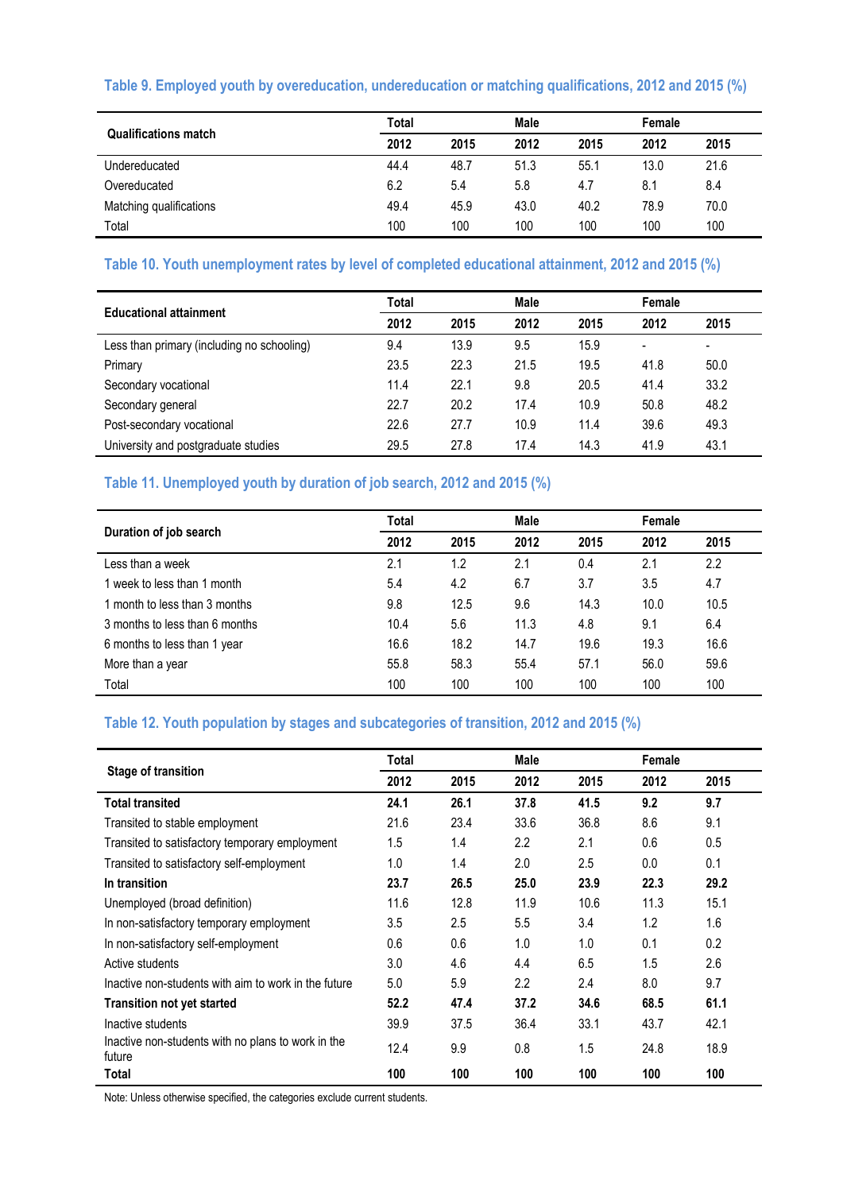### Table 9. Employed youth by overeducation, undereducation or matching qualifications, 2012 and 2015 (%)

| Qualifications match | Total | | Male | | Female | |
|---|---|---|---|---|---|---|
| | 2012 | 2015 | 2012 | 2015 | 2012 | 2015 |
| Undereducated | 44.4 | 48.7 | 51.3 | 55.1 | 13.0 | 21.6 |
| Overeducated | 6.2 | 5.4 | 5.8 | 4.7 | 8.1 | 8.4 |
| Matching qualifications | 49.4 | 45.9 | 43.0 | 40.2 | 78.9 | 70.0 |
| Total | 100 | 100 | 100 | 100 | 100 | 100 |

### Table 10. Youth unemployment rates by level of completed educational attainment, 2012 and 2015 (%)

| Educational attainment | Total | | Male | | Female | |
|---|---|---|---|---|---|---|
| | 2012 | 2015 | 2012 | 2015 | 2012 | 2015 |
| Less than primary (including no schooling) | 9.4 | 13.9 | 9.5 | 15.9 | - | - |
| Primary | 23.5 | 22.3 | 21.5 | 19.5 | 41.8 | 50.0 |
| Secondary vocational | 11.4 | 22.1 | 9.8 | 20.5 | 41.4 | 33.2 |
| Secondary general | 22.7 | 20.2 | 17.4 | 10.9 | 50.8 | 48.2 |
| Post-secondary vocational | 22.6 | 27.7 | 10.9 | 11.4 | 39.6 | 49.3 |
| University and postgraduate studies | 29.5 | 27.8 | 17.4 | 14.3 | 41.9 | 43.1 |

### Table 11. Unemployed youth by duration of job search, 2012 and 2015 (%)

| Duration of job search | Total | | Male | | Female | |
|---|---|---|---|---|---|---|
| | 2012 | 2015 | 2012 | 2015 | 2012 | 2015 |
| Less than a week | 2.1 | 1.2 | 2.1 | 0.4 | 2.1 | 2.2 |
| 1 week to less than 1 month | 5.4 | 4.2 | 6.7 | 3.7 | 3.5 | 4.7 |
| 1 month to less than 3 months | 9.8 | 12.5 | 9.6 | 14.3 | 10.0 | 10.5 |
| 3 months to less than 6 months | 10.4 | 5.6 | 11.3 | 4.8 | 9.1 | 6.4 |
| 6 months to less than 1 year | 16.6 | 18.2 | 14.7 | 19.6 | 19.3 | 16.6 |
| More than a year | 55.8 | 58.3 | 55.4 | 57.1 | 56.0 | 59.6 |
| Total | 100 | 100 | 100 | 100 | 100 | 100 |

### Table 12. Youth population by stages and subcategories of transition, 2012 and 2015 (%)

| Stage of transition | Total | | Male | | Female | |
|---|---|---|---|---|---|---|
| | 2012 | 2015 | 2012 | 2015 | 2012 | 2015 |
| **Total transited** | **24.1** | **26.1** | **37.8** | **41.5** | **9.2** | **9.7** |
| Transited to stable employment | 21.6 | 23.4 | 33.6 | 36.8 | 8.6 | 9.1 |
| Transited to satisfactory temporary employment | 1.5 | 1.4 | 2.2 | 2.1 | 0.6 | 0.5 |
| Transited to satisfactory self-employment | 1.0 | 1.4 | 2.0 | 2.5 | 0.0 | 0.1 |
| **In transition** | **23.7** | **26.5** | **25.0** | **23.9** | **22.3** | **29.2** |
| Unemployed (broad definition) | 11.6 | 12.8 | 11.9 | 10.6 | 11.3 | 15.1 |
| In non-satisfactory temporary employment | 3.5 | 2.5 | 5.5 | 3.4 | 1.2 | 1.6 |
| In non-satisfactory self-employment | 0.6 | 0.6 | 1.0 | 1.0 | 0.1 | 0.2 |
| Active students | 3.0 | 4.6 | 4.4 | 6.5 | 1.5 | 2.6 |
| Inactive non-students with aim to work in the future | 5.0 | 5.9 | 2.2 | 2.4 | 8.0 | 9.7 |
| **Transition not yet started** | **52.2** | **47.4** | **37.2** | **34.6** | **68.5** | **61.1** |
| Inactive students | 39.9 | 37.5 | 36.4 | 33.1 | 43.7 | 42.1 |
| Inactive non-students with no plans to work in the future | 12.4 | 9.9 | 0.8 | 1.5 | 24.8 | 18.9 |
| **Total** | **100** | **100** | **100** | **100** | **100** | **100** |

Note: Unless otherwise specified, the categories exclude current students.